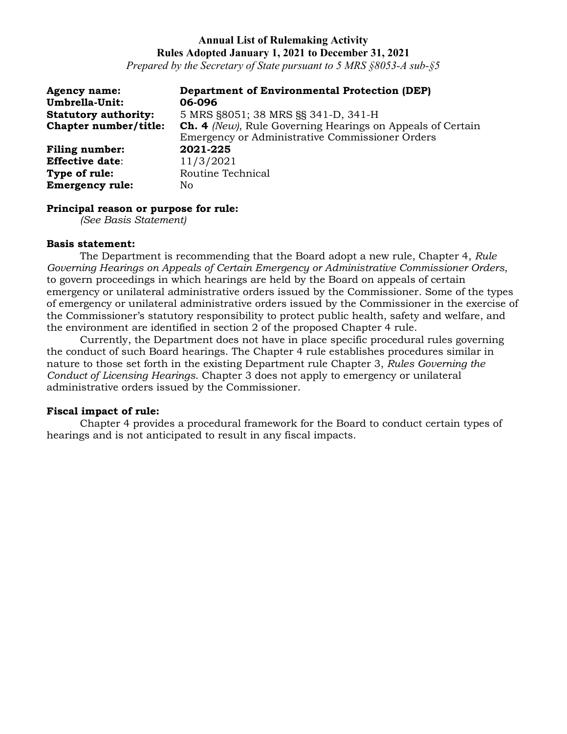**Annual List of Rulemaking Activity**
**Rules Adopted January 1, 2021 to December 31, 2021**
*Prepared by the Secretary of State pursuant to 5 MRS §8053-A sub-§5*

**Agency name:** **Department of Environmental Protection (DEP)**
**Umbrella-Unit:** **06-096**
**Statutory authority:** 5 MRS §8051; 38 MRS §§ 341-D, 341-H
**Chapter number/title:** **Ch. 4** *(New)*, Rule Governing Hearings on Appeals of Certain Emergency or Administrative Commissioner Orders
**Filing number:** **2021-225**
**Effective date**: 11/3/2021
**Type of rule:** Routine Technical
**Emergency rule:** No

**Principal reason or purpose for rule:**
*(See Basis Statement)*

**Basis statement:**
The Department is recommending that the Board adopt a new rule, Chapter 4, *Rule Governing Hearings on Appeals of Certain Emergency or Administrative Commissioner Orders*, to govern proceedings in which hearings are held by the Board on appeals of certain emergency or unilateral administrative orders issued by the Commissioner. Some of the types of emergency or unilateral administrative orders issued by the Commissioner in the exercise of the Commissioner's statutory responsibility to protect public health, safety and welfare, and the environment are identified in section 2 of the proposed Chapter 4 rule.

Currently, the Department does not have in place specific procedural rules governing the conduct of such Board hearings. The Chapter 4 rule establishes procedures similar in nature to those set forth in the existing Department rule Chapter 3, *Rules Governing the Conduct of Licensing Hearings*. Chapter 3 does not apply to emergency or unilateral administrative orders issued by the Commissioner.

**Fiscal impact of rule:**
Chapter 4 provides a procedural framework for the Board to conduct certain types of hearings and is not anticipated to result in any fiscal impacts.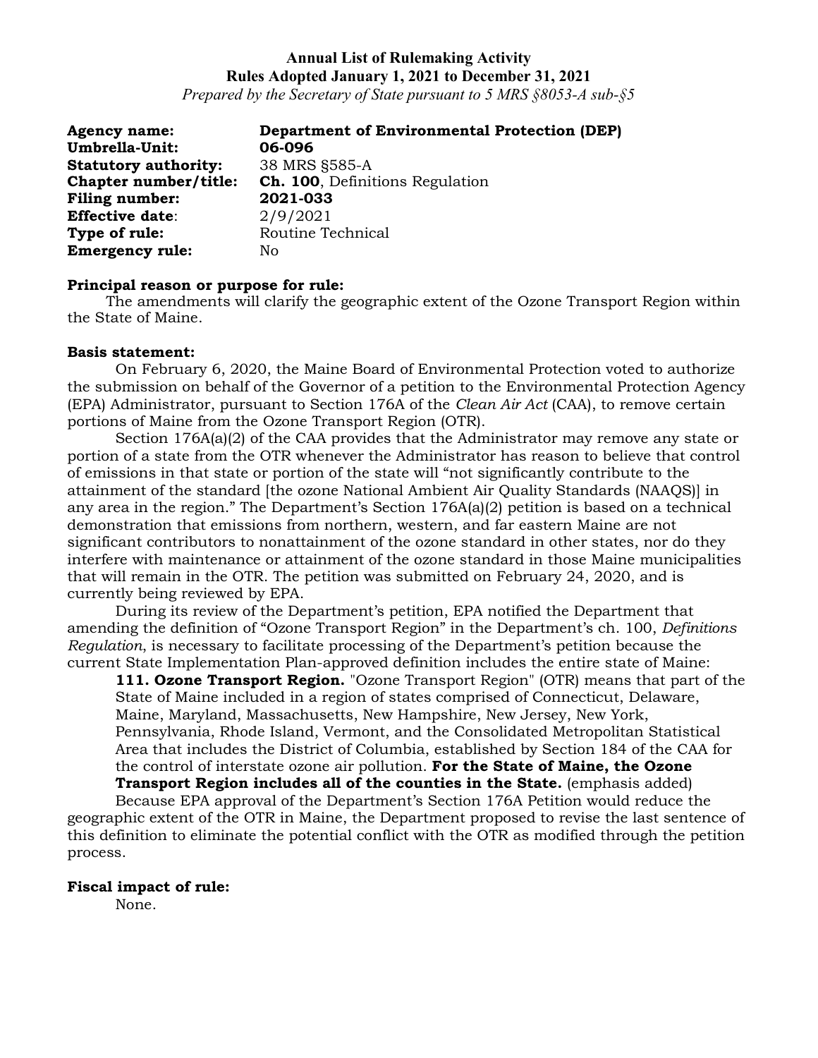**Annual List of Rulemaking Activity**
**Rules Adopted January 1, 2021 to December 31, 2021**
*Prepared by the Secretary of State pursuant to 5 MRS §8053-A sub-§5*

**Agency name:** **Department of Environmental Protection (DEP)**
**Umbrella-Unit:** **06-096**
**Statutory authority:** 38 MRS §585-A
**Chapter number/title:** **Ch. 100**, Definitions Regulation
**Filing number:** **2021-033**
**Effective date**: 2/9/2021
**Type of rule:** Routine Technical
**Emergency rule:** No

**Principal reason or purpose for rule:**

The amendments will clarify the geographic extent of the Ozone Transport Region within the State of Maine.

**Basis statement:**

On February 6, 2020, the Maine Board of Environmental Protection voted to authorize the submission on behalf of the Governor of a petition to the Environmental Protection Agency (EPA) Administrator, pursuant to Section 176A of the *Clean Air Act* (CAA), to remove certain portions of Maine from the Ozone Transport Region (OTR).

Section 176A(a)(2) of the CAA provides that the Administrator may remove any state or portion of a state from the OTR whenever the Administrator has reason to believe that control of emissions in that state or portion of the state will "not significantly contribute to the attainment of the standard [the ozone National Ambient Air Quality Standards (NAAQS)] in any area in the region." The Department's Section 176A(a)(2) petition is based on a technical demonstration that emissions from northern, western, and far eastern Maine are not significant contributors to nonattainment of the ozone standard in other states, nor do they interfere with maintenance or attainment of the ozone standard in those Maine municipalities that will remain in the OTR. The petition was submitted on February 24, 2020, and is currently being reviewed by EPA.

During its review of the Department's petition, EPA notified the Department that amending the definition of "Ozone Transport Region" in the Department's ch. 100, *Definitions Regulation*, is necessary to facilitate processing of the Department's petition because the current State Implementation Plan-approved definition includes the entire state of Maine:

> **111. Ozone Transport Region.** "Ozone Transport Region" (OTR) means that part of the State of Maine included in a region of states comprised of Connecticut, Delaware, Maine, Maryland, Massachusetts, New Hampshire, New Jersey, New York, Pennsylvania, Rhode Island, Vermont, and the Consolidated Metropolitan Statistical Area that includes the District of Columbia, established by Section 184 of the CAA for the control of interstate ozone air pollution. **For the State of Maine, the Ozone Transport Region includes all of the counties in the State.** (emphasis added)

Because EPA approval of the Department's Section 176A Petition would reduce the geographic extent of the OTR in Maine, the Department proposed to revise the last sentence of this definition to eliminate the potential conflict with the OTR as modified through the petition process.

**Fiscal impact of rule:**

None.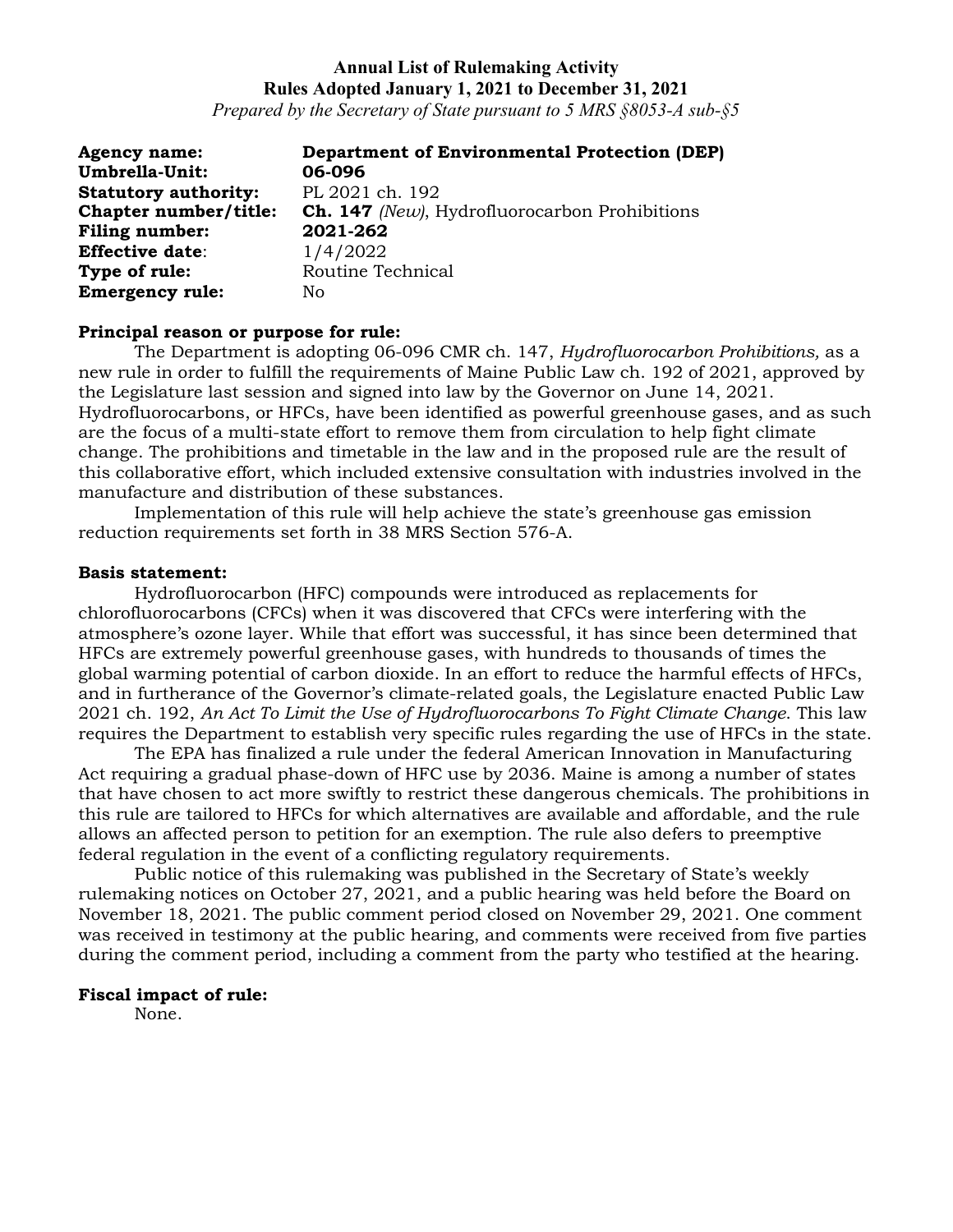**Annual List of Rulemaking Activity**
**Rules Adopted January 1, 2021 to December 31, 2021**
*Prepared by the Secretary of State pursuant to 5 MRS §8053-A sub-§5*

**Agency name:** **Department of Environmental Protection (DEP)**
**Umbrella-Unit:** **06-096**
**Statutory authority:** PL 2021 ch. 192
**Chapter number/title:** **Ch. 147** *(New)*, Hydrofluorocarbon Prohibitions
**Filing number:** **2021-262**
**Effective date**: 1/4/2022
**Type of rule:** Routine Technical
**Emergency rule:** No

**Principal reason or purpose for rule:**

The Department is adopting 06-096 CMR ch. 147, *Hydrofluorocarbon Prohibitions,* as a new rule in order to fulfill the requirements of Maine Public Law ch. 192 of 2021, approved by the Legislature last session and signed into law by the Governor on June 14, 2021. Hydrofluorocarbons, or HFCs, have been identified as powerful greenhouse gases, and as such are the focus of a multi-state effort to remove them from circulation to help fight climate change. The prohibitions and timetable in the law and in the proposed rule are the result of this collaborative effort, which included extensive consultation with industries involved in the manufacture and distribution of these substances.

Implementation of this rule will help achieve the state's greenhouse gas emission reduction requirements set forth in 38 MRS Section 576-A.

**Basis statement:**

Hydrofluorocarbon (HFC) compounds were introduced as replacements for chlorofluorocarbons (CFCs) when it was discovered that CFCs were interfering with the atmosphere's ozone layer. While that effort was successful, it has since been determined that HFCs are extremely powerful greenhouse gases, with hundreds to thousands of times the global warming potential of carbon dioxide. In an effort to reduce the harmful effects of HFCs, and in furtherance of the Governor's climate-related goals, the Legislature enacted Public Law 2021 ch. 192, *An Act To Limit the Use of Hydrofluorocarbons To Fight Climate Change*. This law requires the Department to establish very specific rules regarding the use of HFCs in the state.

The EPA has finalized a rule under the federal American Innovation in Manufacturing Act requiring a gradual phase-down of HFC use by 2036. Maine is among a number of states that have chosen to act more swiftly to restrict these dangerous chemicals. The prohibitions in this rule are tailored to HFCs for which alternatives are available and affordable, and the rule allows an affected person to petition for an exemption. The rule also defers to preemptive federal regulation in the event of a conflicting regulatory requirements.

Public notice of this rulemaking was published in the Secretary of State's weekly rulemaking notices on October 27, 2021, and a public hearing was held before the Board on November 18, 2021. The public comment period closed on November 29, 2021. One comment was received in testimony at the public hearing, and comments were received from five parties during the comment period, including a comment from the party who testified at the hearing.

**Fiscal impact of rule:**

None.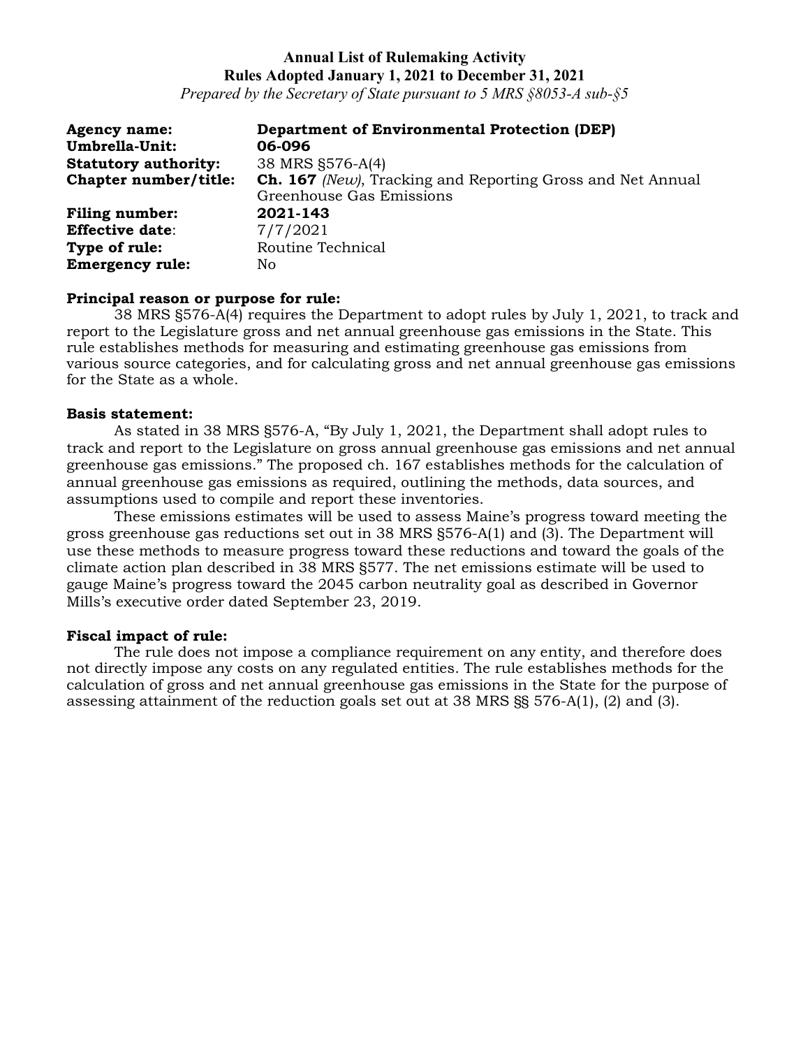**Annual List of Rulemaking Activity**
**Rules Adopted January 1, 2021 to December 31, 2021**
*Prepared by the Secretary of State pursuant to 5 MRS §8053-A sub-§5*

**Agency name:** **Department of Environmental Protection (DEP)**
**Umbrella-Unit:** **06-096**
**Statutory authority:** 38 MRS §576-A(4)
**Chapter number/title:** **Ch. 167** *(New)*, Tracking and Reporting Gross and Net Annual Greenhouse Gas Emissions
**Filing number:** **2021-143**
**Effective date**: 7/7/2021
**Type of rule:** Routine Technical
**Emergency rule:** No

**Principal reason or purpose for rule:**

38 MRS §576-A(4) requires the Department to adopt rules by July 1, 2021, to track and report to the Legislature gross and net annual greenhouse gas emissions in the State. This rule establishes methods for measuring and estimating greenhouse gas emissions from various source categories, and for calculating gross and net annual greenhouse gas emissions for the State as a whole.

**Basis statement:**

As stated in 38 MRS §576-A, "By July 1, 2021, the Department shall adopt rules to track and report to the Legislature on gross annual greenhouse gas emissions and net annual greenhouse gas emissions." The proposed ch. 167 establishes methods for the calculation of annual greenhouse gas emissions as required, outlining the methods, data sources, and assumptions used to compile and report these inventories.

These emissions estimates will be used to assess Maine's progress toward meeting the gross greenhouse gas reductions set out in 38 MRS §576-A(1) and (3). The Department will use these methods to measure progress toward these reductions and toward the goals of the climate action plan described in 38 MRS §577. The net emissions estimate will be used to gauge Maine's progress toward the 2045 carbon neutrality goal as described in Governor Mills's executive order dated September 23, 2019.

**Fiscal impact of rule:**

The rule does not impose a compliance requirement on any entity, and therefore does not directly impose any costs on any regulated entities. The rule establishes methods for the calculation of gross and net annual greenhouse gas emissions in the State for the purpose of assessing attainment of the reduction goals set out at 38 MRS §§ 576-A(1), (2) and (3).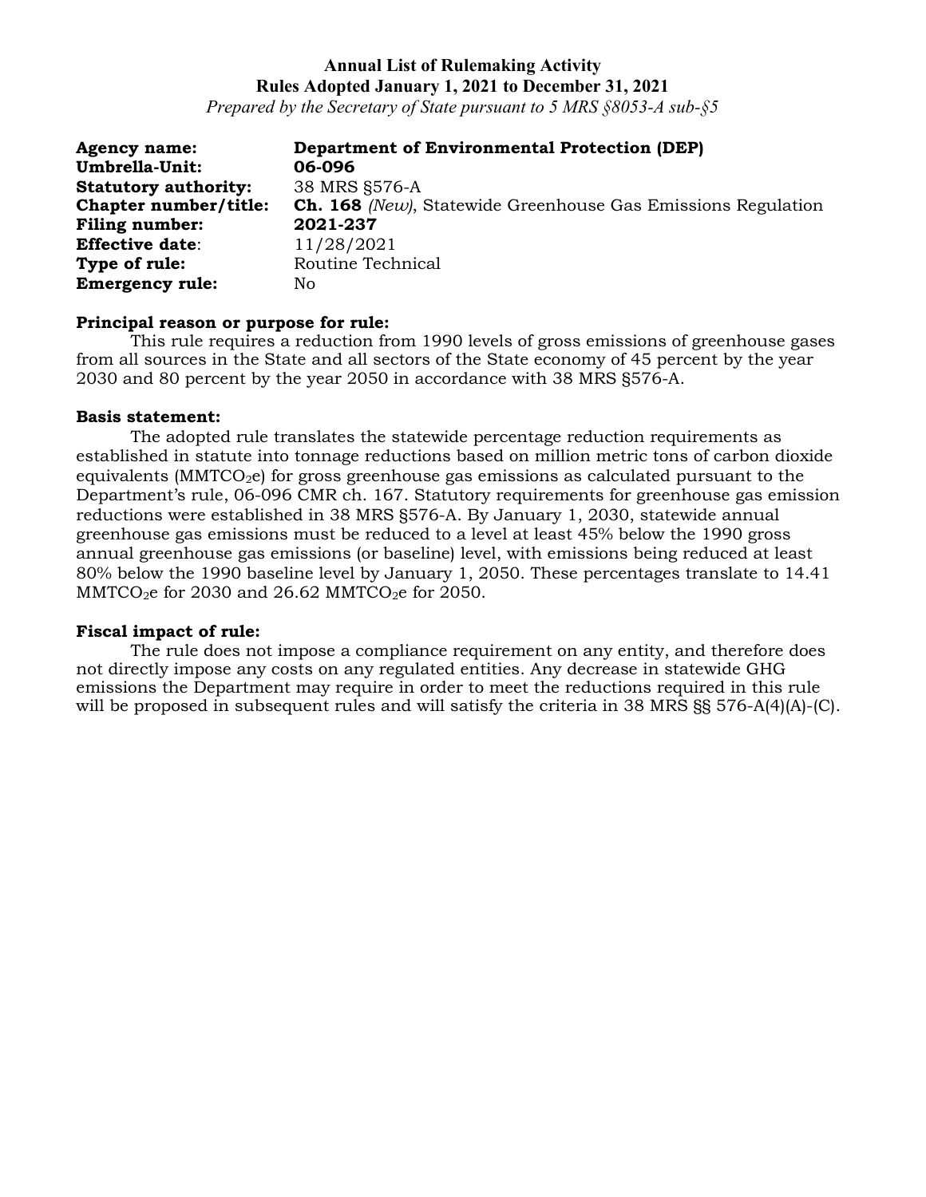**Annual List of Rulemaking Activity**
**Rules Adopted January 1, 2021 to December 31, 2021**
*Prepared by the Secretary of State pursuant to 5 MRS §8053-A sub-§5*

**Agency name:** **Department of Environmental Protection (DEP)**
**Umbrella-Unit:** **06-096**
**Statutory authority:** 38 MRS §576-A
**Chapter number/title:** **Ch. 168** *(New)*, Statewide Greenhouse Gas Emissions Regulation
**Filing number:** **2021-237**
**Effective date**: 11/28/2021
**Type of rule:** Routine Technical
**Emergency rule:** No

**Principal reason or purpose for rule:**
This rule requires a reduction from 1990 levels of gross emissions of greenhouse gases from all sources in the State and all sectors of the State economy of 45 percent by the year 2030 and 80 percent by the year 2050 in accordance with 38 MRS §576-A.

**Basis statement:**
The adopted rule translates the statewide percentage reduction requirements as established in statute into tonnage reductions based on million metric tons of carbon dioxide equivalents ($MMTCO_2e$) for gross greenhouse gas emissions as calculated pursuant to the Department's rule, 06-096 CMR ch. 167. Statutory requirements for greenhouse gas emission reductions were established in 38 MRS §576-A. By January 1, 2030, statewide annual greenhouse gas emissions must be reduced to a level at least 45% below the 1990 gross annual greenhouse gas emissions (or baseline) level, with emissions being reduced at least 80% below the 1990 baseline level by January 1, 2050. These percentages translate to 14.41 $MMTCO_2e$ for 2030 and 26.62 $MMTCO_2e$ for 2050.

**Fiscal impact of rule:**
The rule does not impose a compliance requirement on any entity, and therefore does not directly impose any costs on any regulated entities. Any decrease in statewide GHG emissions the Department may require in order to meet the reductions required in this rule will be proposed in subsequent rules and will satisfy the criteria in 38 MRS §§ 576-A(4)(A)-(C).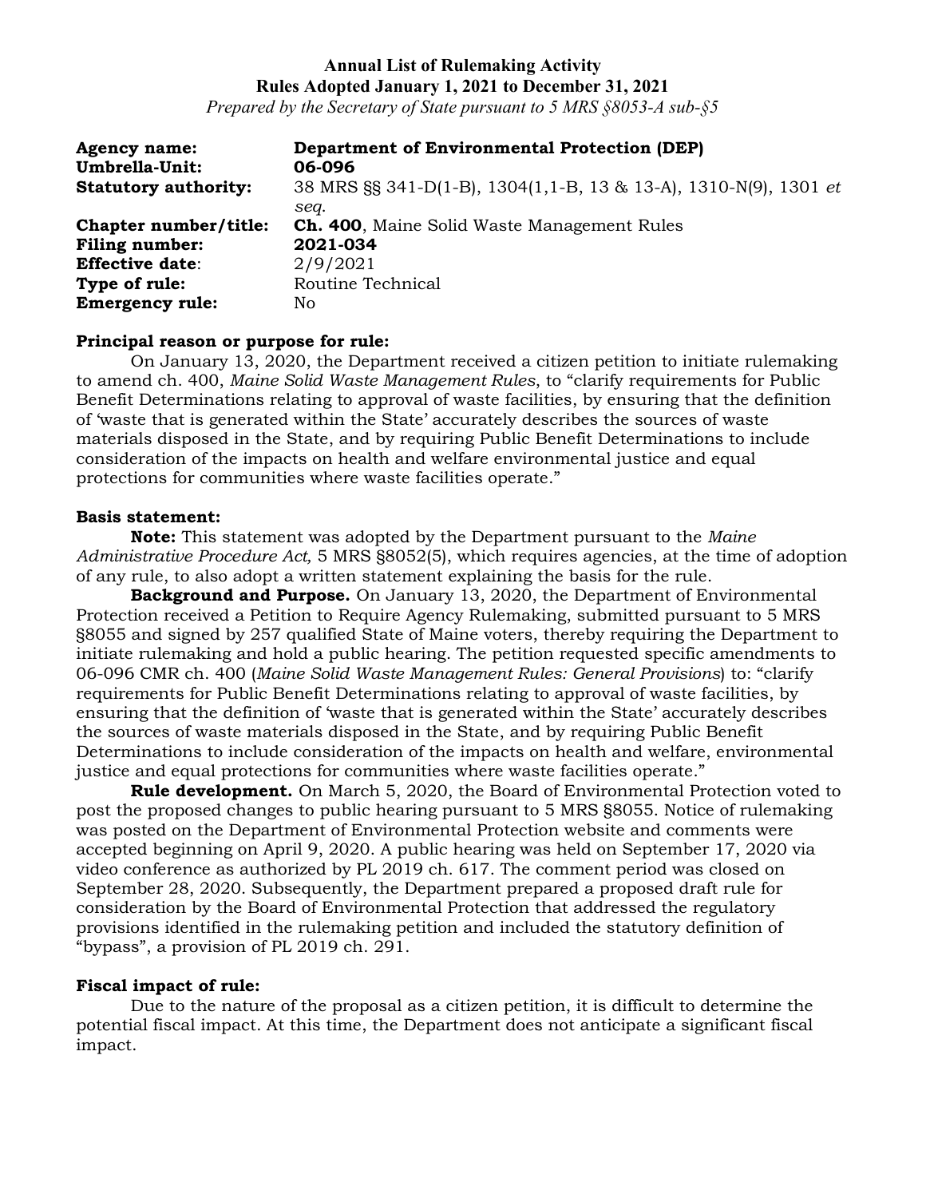**Annual List of Rulemaking Activity**
**Rules Adopted January 1, 2021 to December 31, 2021**
*Prepared by the Secretary of State pursuant to 5 MRS §8053-A sub-§5*

**Agency name:** **Department of Environmental Protection (DEP)**
**Umbrella-Unit:** **06-096**
**Statutory authority:** 38 MRS §§ 341-D(1-B), 1304(1,1-B, 13 & 13-A), 1310-N(9), 1301 *et seq.*
**Chapter number/title:** **Ch. 400**, Maine Solid Waste Management Rules
**Filing number:** **2021-034**
**Effective date**: 2/9/2021
**Type of rule:** Routine Technical
**Emergency rule:** No

**Principal reason or purpose for rule:**

On January 13, 2020, the Department received a citizen petition to initiate rulemaking to amend ch. 400, *Maine Solid Waste Management Rules*, to "clarify requirements for Public Benefit Determinations relating to approval of waste facilities, by ensuring that the definition of 'waste that is generated within the State' accurately describes the sources of waste materials disposed in the State, and by requiring Public Benefit Determinations to include consideration of the impacts on health and welfare environmental justice and equal protections for communities where waste facilities operate."

**Basis statement:**

**Note:** This statement was adopted by the Department pursuant to the *Maine Administrative Procedure Act,* 5 MRS §8052(5), which requires agencies, at the time of adoption of any rule, to also adopt a written statement explaining the basis for the rule.

**Background and Purpose.** On January 13, 2020, the Department of Environmental Protection received a Petition to Require Agency Rulemaking, submitted pursuant to 5 MRS §8055 and signed by 257 qualified State of Maine voters, thereby requiring the Department to initiate rulemaking and hold a public hearing. The petition requested specific amendments to 06-096 CMR ch. 400 (*Maine Solid Waste Management Rules: General Provisions*) to: "clarify requirements for Public Benefit Determinations relating to approval of waste facilities, by ensuring that the definition of 'waste that is generated within the State' accurately describes the sources of waste materials disposed in the State, and by requiring Public Benefit Determinations to include consideration of the impacts on health and welfare, environmental justice and equal protections for communities where waste facilities operate."

**Rule development.** On March 5, 2020, the Board of Environmental Protection voted to post the proposed changes to public hearing pursuant to 5 MRS §8055. Notice of rulemaking was posted on the Department of Environmental Protection website and comments were accepted beginning on April 9, 2020. A public hearing was held on September 17, 2020 via video conference as authorized by PL 2019 ch. 617. The comment period was closed on September 28, 2020. Subsequently, the Department prepared a proposed draft rule for consideration by the Board of Environmental Protection that addressed the regulatory provisions identified in the rulemaking petition and included the statutory definition of "bypass", a provision of PL 2019 ch. 291.

**Fiscal impact of rule:**

Due to the nature of the proposal as a citizen petition, it is difficult to determine the potential fiscal impact. At this time, the Department does not anticipate a significant fiscal impact.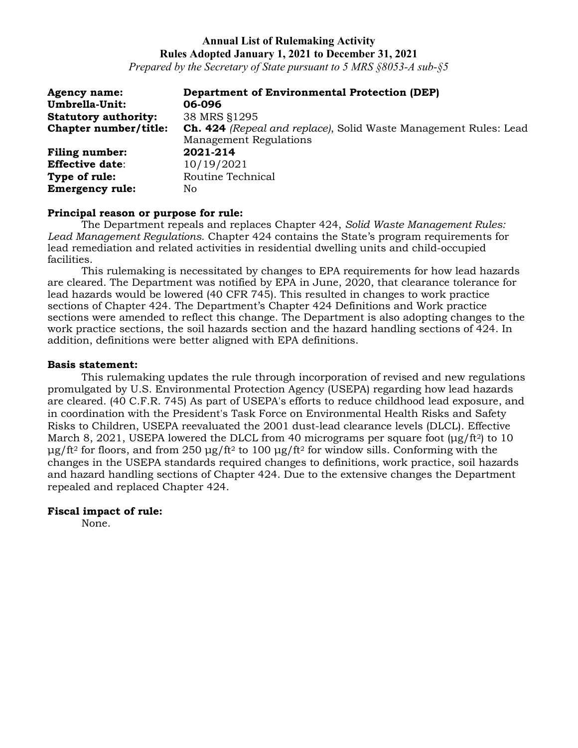**Annual List of Rulemaking Activity**
**Rules Adopted January 1, 2021 to December 31, 2021**
*Prepared by the Secretary of State pursuant to 5 MRS §8053-A sub-§5*

| | |
|---|---|
| **Agency name:** | **Department of Environmental Protection (DEP)** |
| **Umbrella-Unit:** | **06-096** |
| **Statutory authority:** | 38 MRS §1295 |
| **Chapter number/title:** | **Ch. 424** *(Repeal and replace)*, Solid Waste Management Rules: Lead Management Regulations |
| **Filing number:** | **2021-214** |
| **Effective date:** | 10/19/2021 |
| **Type of rule:** | Routine Technical |
| **Emergency rule:** | No |

**Principal reason or purpose for rule:**

The Department repeals and replaces Chapter 424, *Solid Waste Management Rules: Lead Management Regulations*. Chapter 424 contains the State's program requirements for lead remediation and related activities in residential dwelling units and child-occupied facilities.

This rulemaking is necessitated by changes to EPA requirements for how lead hazards are cleared. The Department was notified by EPA in June, 2020, that clearance tolerance for lead hazards would be lowered (40 CFR 745). This resulted in changes to work practice sections of Chapter 424. The Department's Chapter 424 Definitions and Work practice sections were amended to reflect this change. The Department is also adopting changes to the work practice sections, the soil hazards section and the hazard handling sections of 424. In addition, definitions were better aligned with EPA definitions.

**Basis statement:**

This rulemaking updates the rule through incorporation of revised and new regulations promulgated by U.S. Environmental Protection Agency (USEPA) regarding how lead hazards are cleared. (40 C.F.R. 745) As part of USEPA's efforts to reduce childhood lead exposure, and in coordination with the President's Task Force on Environmental Health Risks and Safety Risks to Children, USEPA reevaluated the 2001 dust-lead clearance levels (DLCL). Effective March 8, 2021, USEPA lowered the DLCL from 40 micrograms per square foot ($\mu g/ft^2$) to 10 $\mu g/ft^2$ for floors, and from 250 $\mu g/ft^2$ to 100 $\mu g/ft^2$ for window sills. Conforming with the changes in the USEPA standards required changes to definitions, work practice, soil hazards and hazard handling sections of Chapter 424. Due to the extensive changes the Department repealed and replaced Chapter 424.

**Fiscal impact of rule:**

None.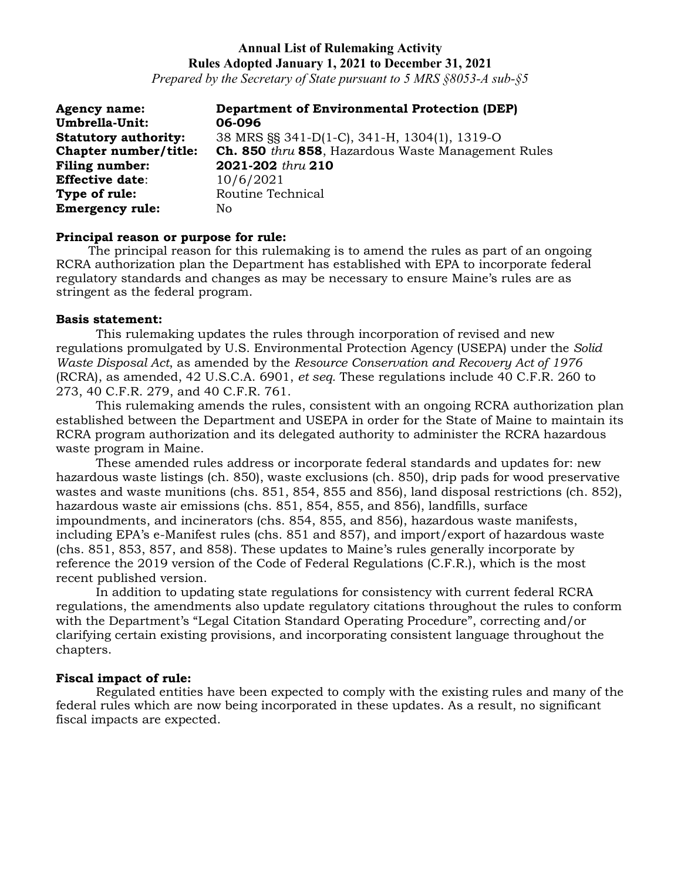**Annual List of Rulemaking Activity**
**Rules Adopted January 1, 2021 to December 31, 2021**
*Prepared by the Secretary of State pursuant to 5 MRS §8053-A sub-§5*

**Agency name:** **Department of Environmental Protection (DEP)**
**Umbrella-Unit:** **06-096**
**Statutory authority:** 38 MRS §§ 341-D(1-C), 341-H, 1304(1), 1319-O
**Chapter number/title:** **Ch. 850** *thru* **858**, Hazardous Waste Management Rules
**Filing number:** **2021-202** *thru* **210**
**Effective date**: 10/6/2021
**Type of rule:** Routine Technical
**Emergency rule:** No

**Principal reason or purpose for rule:**
The principal reason for this rulemaking is to amend the rules as part of an ongoing RCRA authorization plan the Department has established with EPA to incorporate federal regulatory standards and changes as may be necessary to ensure Maine's rules are as stringent as the federal program.

**Basis statement:**
This rulemaking updates the rules through incorporation of revised and new regulations promulgated by U.S. Environmental Protection Agency (USEPA) under the *Solid Waste Disposal Act*, as amended by the *Resource Conservation and Recovery Act of 1976* (RCRA), as amended, 42 U.S.C.A. 6901, *et seq.* These regulations include 40 C.F.R. 260 to 273, 40 C.F.R. 279, and 40 C.F.R. 761.

This rulemaking amends the rules, consistent with an ongoing RCRA authorization plan established between the Department and USEPA in order for the State of Maine to maintain its RCRA program authorization and its delegated authority to administer the RCRA hazardous waste program in Maine.

These amended rules address or incorporate federal standards and updates for: new hazardous waste listings (ch. 850), waste exclusions (ch. 850), drip pads for wood preservative wastes and waste munitions (chs. 851, 854, 855 and 856), land disposal restrictions (ch. 852), hazardous waste air emissions (chs. 851, 854, 855, and 856), landfills, surface impoundments, and incinerators (chs. 854, 855, and 856), hazardous waste manifests, including EPA's e-Manifest rules (chs. 851 and 857), and import/export of hazardous waste (chs. 851, 853, 857, and 858). These updates to Maine's rules generally incorporate by reference the 2019 version of the Code of Federal Regulations (C.F.R.), which is the most recent published version.

In addition to updating state regulations for consistency with current federal RCRA regulations, the amendments also update regulatory citations throughout the rules to conform with the Department's "Legal Citation Standard Operating Procedure", correcting and/or clarifying certain existing provisions, and incorporating consistent language throughout the chapters.

**Fiscal impact of rule:**
Regulated entities have been expected to comply with the existing rules and many of the federal rules which are now being incorporated in these updates. As a result, no significant fiscal impacts are expected.